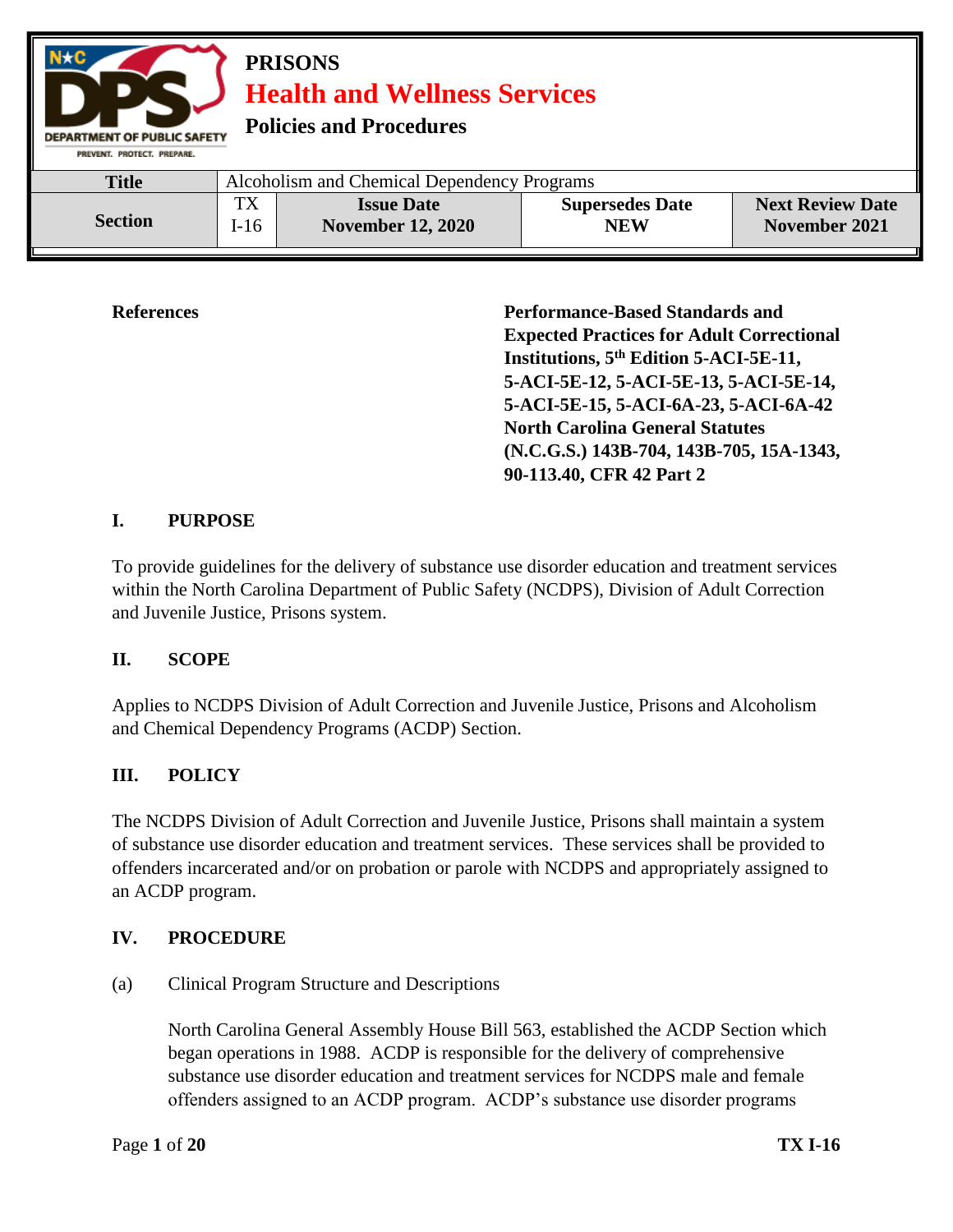**PRISONS**

**Health and Wellness Services**

**Policies and Procedures**

| Title | Alcoholism and Chemical Dependency Programs | | | |
|---|---|---|---|---|
| Section | TX I-16 | **Issue Date** November 12, 2020 | **Supersedes Date** NEW | **Next Review Date** November 2021 |

**References**

**Performance-Based Standards and Expected Practices for Adult Correctional Institutions, 5th Edition 5-ACI-5E-11, 5-ACI-5E-12, 5-ACI-5E-13, 5-ACI-5E-14, 5-ACI-5E-15, 5-ACI-6A-23, 5-ACI-6A-42 North Carolina General Statutes (N.C.G.S.) 143B-704, 143B-705, 15A-1343, 90-113.40, CFR 42 Part 2**

## I. PURPOSE

To provide guidelines for the delivery of substance use disorder education and treatment services within the North Carolina Department of Public Safety (NCDPS), Division of Adult Correction and Juvenile Justice, Prisons system.

## II. SCOPE

Applies to NCDPS Division of Adult Correction and Juvenile Justice, Prisons and Alcoholism and Chemical Dependency Programs (ACDP) Section.

## III. POLICY

The NCDPS Division of Adult Correction and Juvenile Justice, Prisons shall maintain a system of substance use disorder education and treatment services. These services shall be provided to offenders incarcerated and/or on probation or parole with NCDPS and appropriately assigned to an ACDP program.

## IV. PROCEDURE

(a) Clinical Program Structure and Descriptions

North Carolina General Assembly House Bill 563, established the ACDP Section which began operations in 1988. ACDP is responsible for the delivery of comprehensive substance use disorder education and treatment services for NCDPS male and female offenders assigned to an ACDP program. ACDP's substance use disorder programs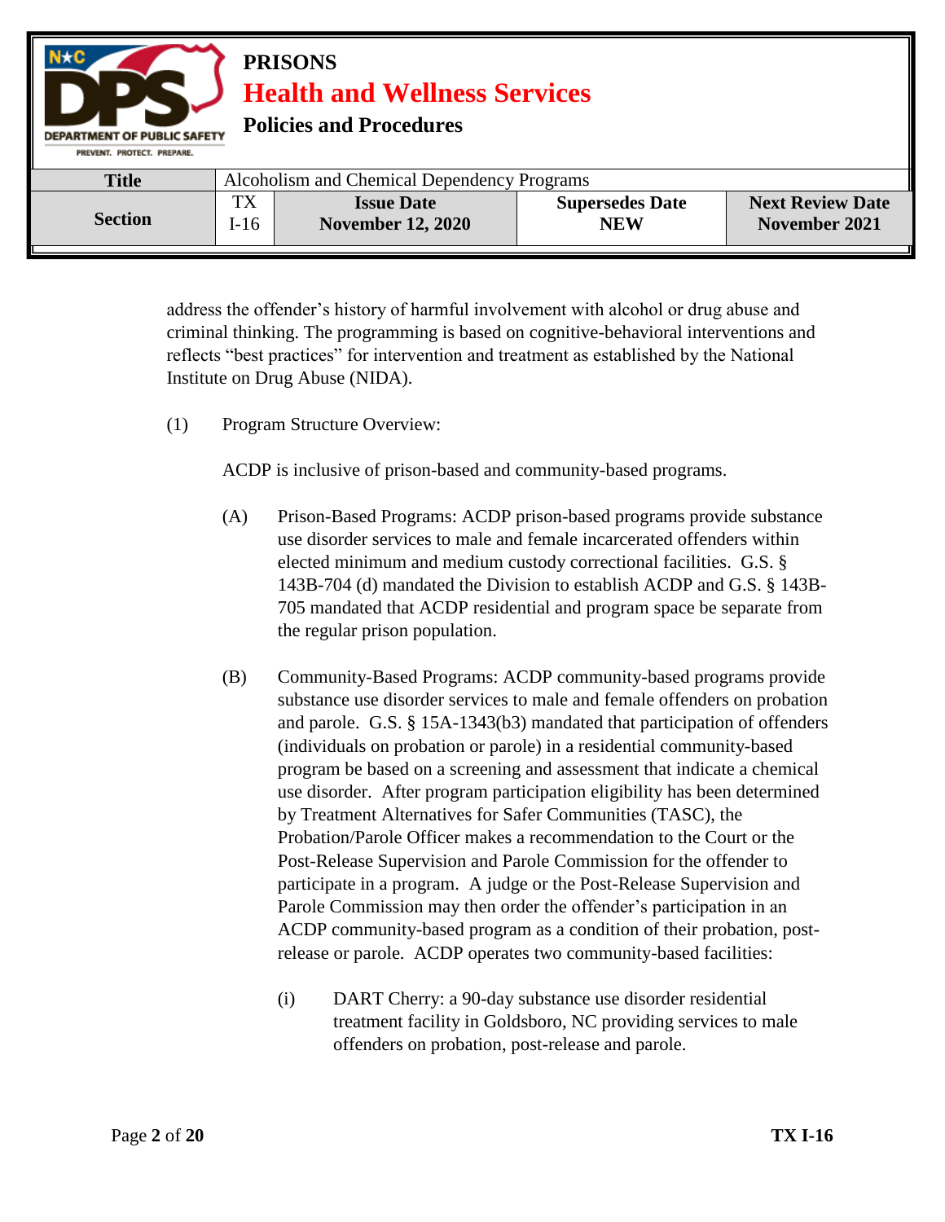address the offender's history of harmful involvement with alcohol or drug abuse and criminal thinking. The programming is based on cognitive-behavioral interventions and reflects "best practices" for intervention and treatment as established by the National Institute on Drug Abuse (NIDA).

(1) Program Structure Overview:

ACDP is inclusive of prison-based and community-based programs.

(A) Prison-Based Programs: ACDP prison-based programs provide substance use disorder services to male and female incarcerated offenders within elected minimum and medium custody correctional facilities. G.S. § 143B-704 (d) mandated the Division to establish ACDP and G.S. § 143B-705 mandated that ACDP residential and program space be separate from the regular prison population.

(B) Community-Based Programs: ACDP community-based programs provide substance use disorder services to male and female offenders on probation and parole. G.S. § 15A-1343(b3) mandated that participation of offenders (individuals on probation or parole) in a residential community-based program be based on a screening and assessment that indicate a chemical use disorder. After program participation eligibility has been determined by Treatment Alternatives for Safer Communities (TASC), the Probation/Parole Officer makes a recommendation to the Court or the Post-Release Supervision and Parole Commission for the offender to participate in a program. A judge or the Post-Release Supervision and Parole Commission may then order the offender's participation in an ACDP community-based program as a condition of their probation, post-release or parole. ACDP operates two community-based facilities:

(i) DART Cherry: a 90-day substance use disorder residential treatment facility in Goldsboro, NC providing services to male offenders on probation, post-release and parole.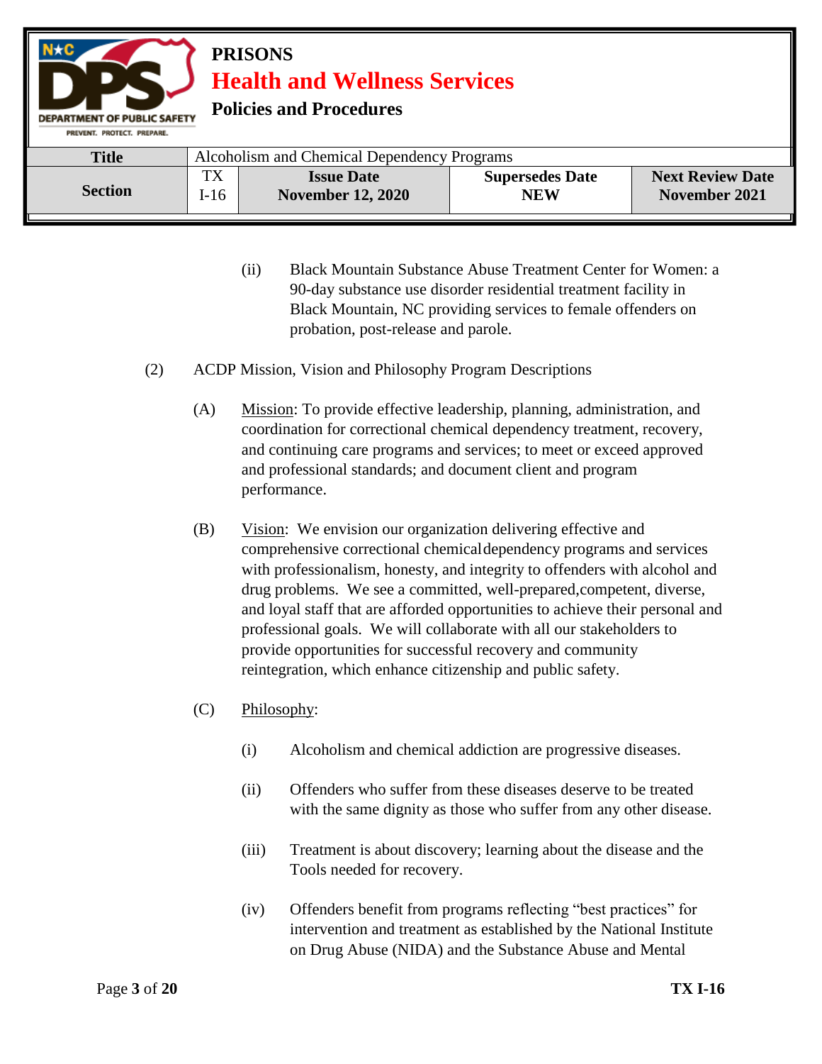(ii) Black Mountain Substance Abuse Treatment Center for Women: a 90-day substance use disorder residential treatment facility in Black Mountain, NC providing services to female offenders on probation, post-release and parole.

(2) ACDP Mission, Vision and Philosophy Program Descriptions

(A) Mission: To provide effective leadership, planning, administration, and coordination for correctional chemical dependency treatment, recovery, and continuing care programs and services; to meet or exceed approved and professional standards; and document client and program performance.

(B) Vision: We envision our organization delivering effective and comprehensive correctional chemical dependency programs and services with professionalism, honesty, and integrity to offenders with alcohol and drug problems. We see a committed, well-prepared, competent, diverse, and loyal staff that are afforded opportunities to achieve their personal and professional goals. We will collaborate with all our stakeholders to provide opportunities for successful recovery and community reintegration, which enhance citizenship and public safety.

(C) Philosophy:

(i) Alcoholism and chemical addiction are progressive diseases.

(ii) Offenders who suffer from these diseases deserve to be treated with the same dignity as those who suffer from any other disease.

(iii) Treatment is about discovery; learning about the disease and the Tools needed for recovery.

(iv) Offenders benefit from programs reflecting "best practices" for intervention and treatment as established by the National Institute on Drug Abuse (NIDA) and the Substance Abuse and Mental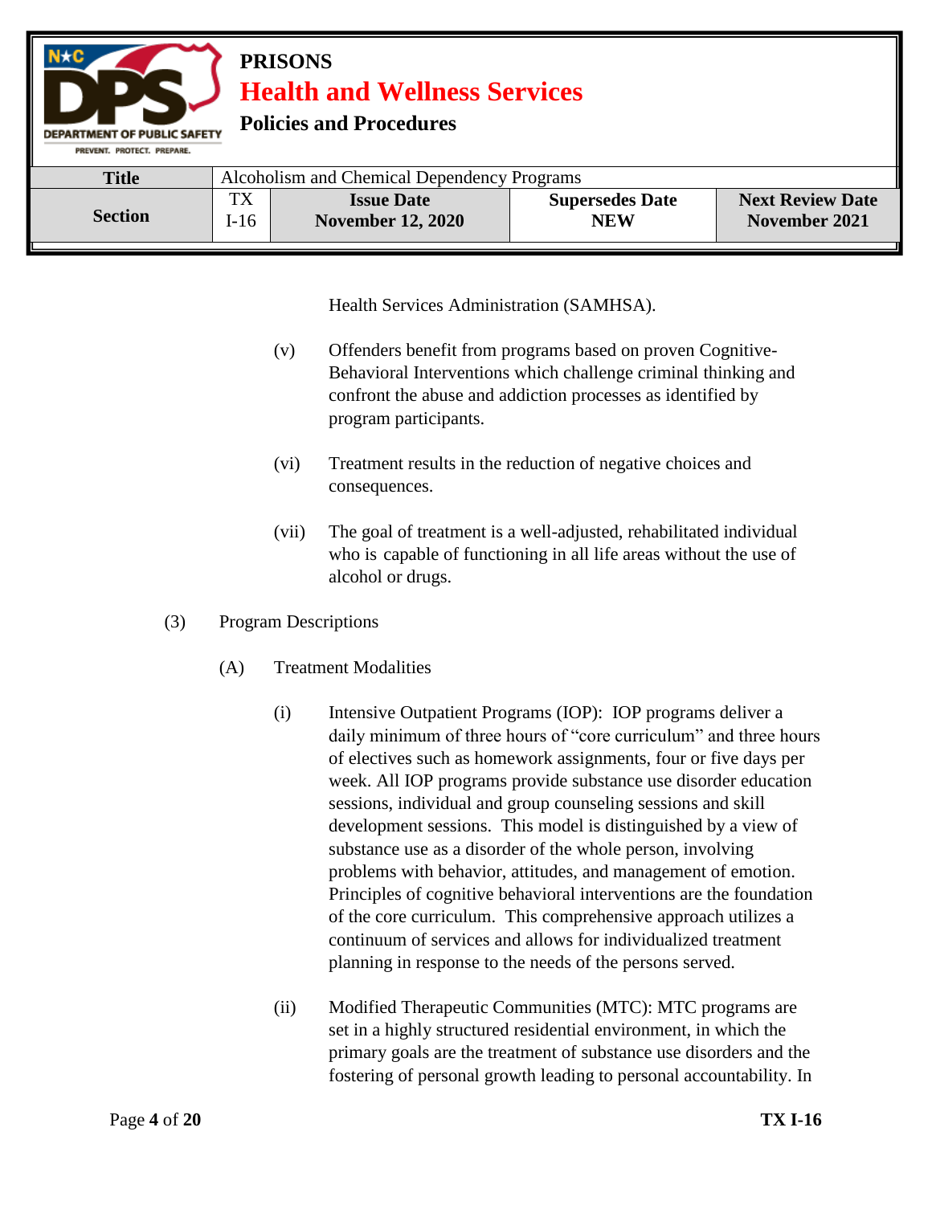Health Services Administration (SAMHSA).

(v) Offenders benefit from programs based on proven Cognitive-Behavioral Interventions which challenge criminal thinking and confront the abuse and addiction processes as identified by program participants.

(vi) Treatment results in the reduction of negative choices and consequences.

(vii) The goal of treatment is a well-adjusted, rehabilitated individual who is capable of functioning in all life areas without the use of alcohol or drugs.

(3) Program Descriptions

(A) Treatment Modalities

(i) Intensive Outpatient Programs (IOP): IOP programs deliver a daily minimum of three hours of "core curriculum" and three hours of electives such as homework assignments, four or five days per week. All IOP programs provide substance use disorder education sessions, individual and group counseling sessions and skill development sessions. This model is distinguished by a view of substance use as a disorder of the whole person, involving problems with behavior, attitudes, and management of emotion. Principles of cognitive behavioral interventions are the foundation of the core curriculum. This comprehensive approach utilizes a continuum of services and allows for individualized treatment planning in response to the needs of the persons served.

(ii) Modified Therapeutic Communities (MTC): MTC programs are set in a highly structured residential environment, in which the primary goals are the treatment of substance use disorders and the fostering of personal growth leading to personal accountability. In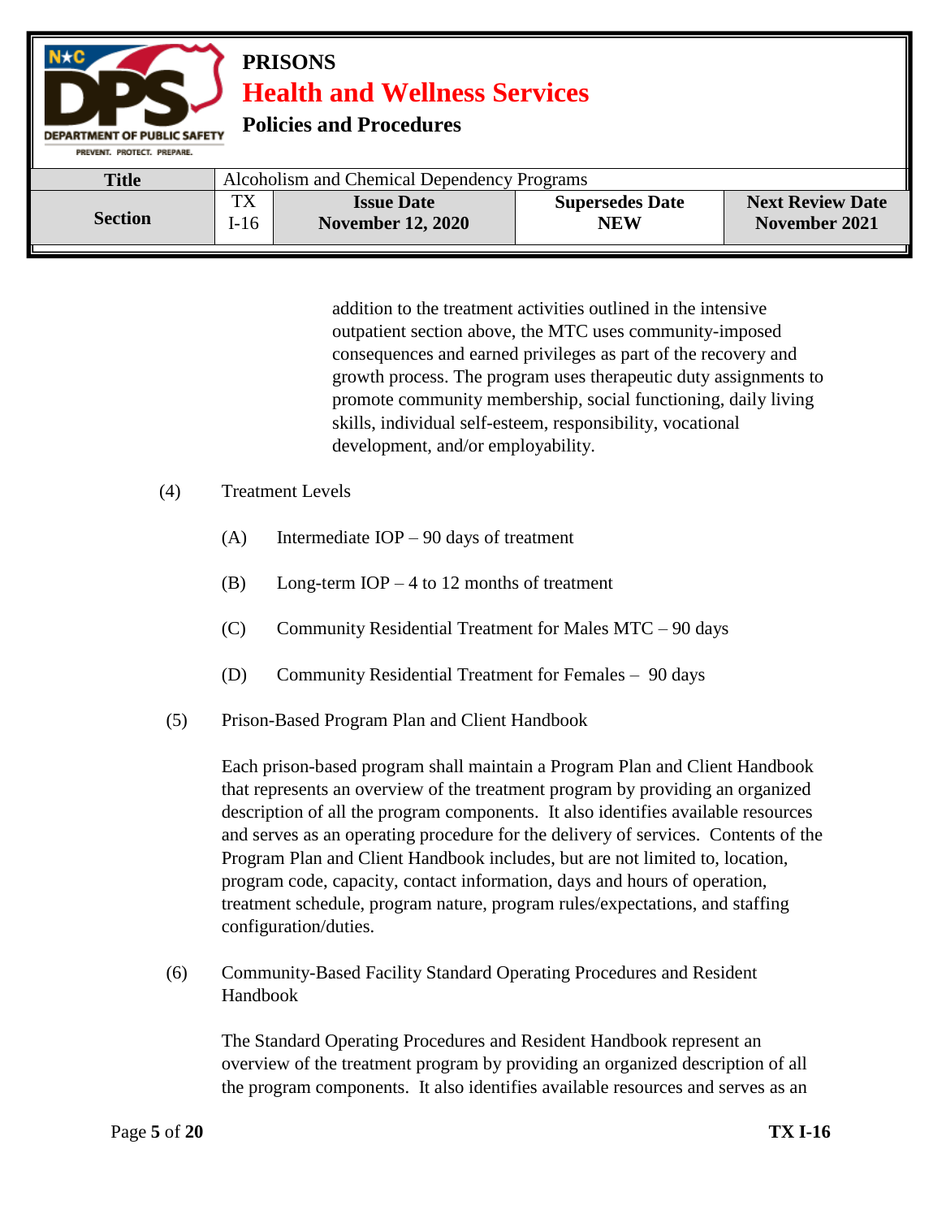addition to the treatment activities outlined in the intensive outpatient section above, the MTC uses community-imposed consequences and earned privileges as part of the recovery and growth process. The program uses therapeutic duty assignments to promote community membership, social functioning, daily living skills, individual self-esteem, responsibility, vocational development, and/or employability.

(4) Treatment Levels

(A) Intermediate IOP – 90 days of treatment

(B) Long-term IOP – 4 to 12 months of treatment

(C) Community Residential Treatment for Males MTC – 90 days

(D) Community Residential Treatment for Females – 90 days

(5) Prison-Based Program Plan and Client Handbook

Each prison-based program shall maintain a Program Plan and Client Handbook that represents an overview of the treatment program by providing an organized description of all the program components. It also identifies available resources and serves as an operating procedure for the delivery of services. Contents of the Program Plan and Client Handbook includes, but are not limited to, location, program code, capacity, contact information, days and hours of operation, treatment schedule, program nature, program rules/expectations, and staffing configuration/duties.

(6) Community-Based Facility Standard Operating Procedures and Resident Handbook

The Standard Operating Procedures and Resident Handbook represent an overview of the treatment program by providing an organized description of all the program components. It also identifies available resources and serves as an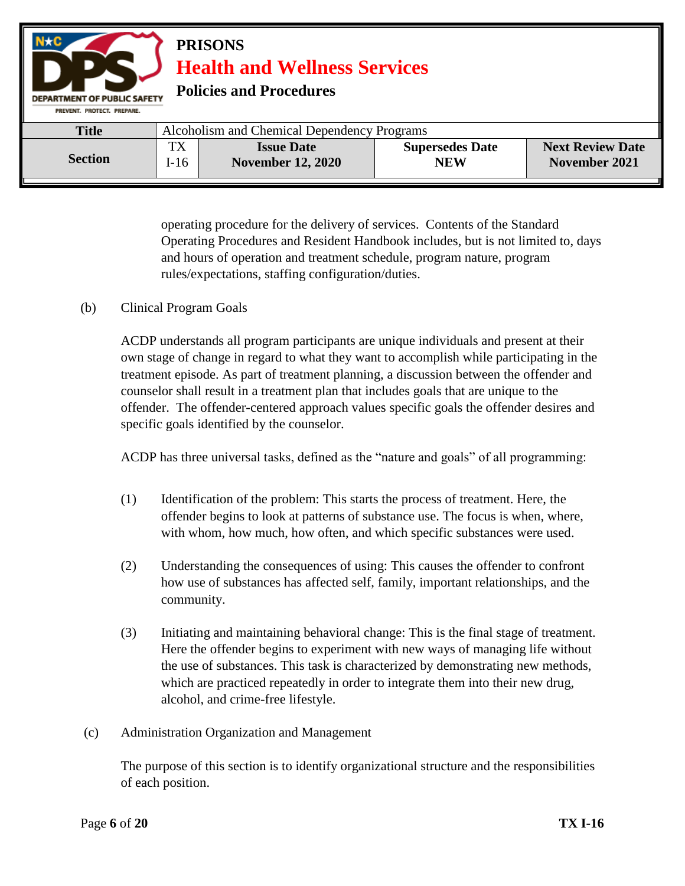operating procedure for the delivery of services. Contents of the Standard Operating Procedures and Resident Handbook includes, but is not limited to, days and hours of operation and treatment schedule, program nature, program rules/expectations, staffing configuration/duties.

(b) Clinical Program Goals

ACDP understands all program participants are unique individuals and present at their own stage of change in regard to what they want to accomplish while participating in the treatment episode. As part of treatment planning, a discussion between the offender and counselor shall result in a treatment plan that includes goals that are unique to the offender. The offender-centered approach values specific goals the offender desires and specific goals identified by the counselor.

ACDP has three universal tasks, defined as the "nature and goals" of all programming:

(1) Identification of the problem: This starts the process of treatment. Here, the offender begins to look at patterns of substance use. The focus is when, where, with whom, how much, how often, and which specific substances were used.

(2) Understanding the consequences of using: This causes the offender to confront how use of substances has affected self, family, important relationships, and the community.

(3) Initiating and maintaining behavioral change: This is the final stage of treatment. Here the offender begins to experiment with new ways of managing life without the use of substances. This task is characterized by demonstrating new methods, which are practiced repeatedly in order to integrate them into their new drug, alcohol, and crime-free lifestyle.

(c) Administration Organization and Management

The purpose of this section is to identify organizational structure and the responsibilities of each position.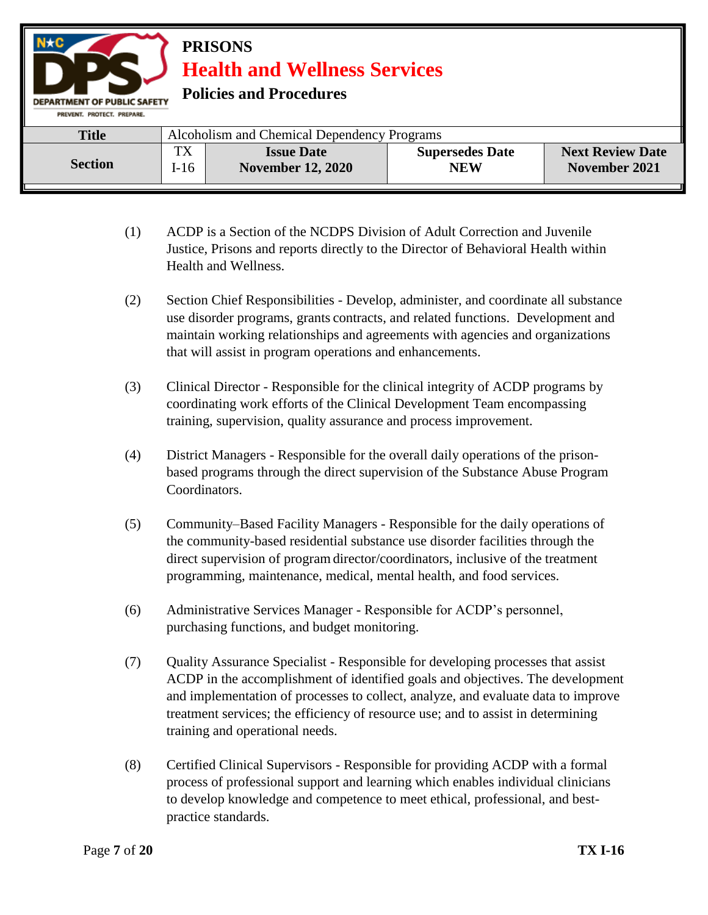(1) ACDP is a Section of the NCDPS Division of Adult Correction and Juvenile Justice, Prisons and reports directly to the Director of Behavioral Health within Health and Wellness.

(2) Section Chief Responsibilities - Develop, administer, and coordinate all substance use disorder programs, grants contracts, and related functions. Development and maintain working relationships and agreements with agencies and organizations that will assist in program operations and enhancements.

(3) Clinical Director - Responsible for the clinical integrity of ACDP programs by coordinating work efforts of the Clinical Development Team encompassing training, supervision, quality assurance and process improvement.

(4) District Managers - Responsible for the overall daily operations of the prison-based programs through the direct supervision of the Substance Abuse Program Coordinators.

(5) Community–Based Facility Managers - Responsible for the daily operations of the community-based residential substance use disorder facilities through the direct supervision of program director/coordinators, inclusive of the treatment programming, maintenance, medical, mental health, and food services.

(6) Administrative Services Manager - Responsible for ACDP's personnel, purchasing functions, and budget monitoring.

(7) Quality Assurance Specialist - Responsible for developing processes that assist ACDP in the accomplishment of identified goals and objectives. The development and implementation of processes to collect, analyze, and evaluate data to improve treatment services; the efficiency of resource use; and to assist in determining training and operational needs.

(8) Certified Clinical Supervisors - Responsible for providing ACDP with a formal process of professional support and learning which enables individual clinicians to develop knowledge and competence to meet ethical, professional, and best-practice standards.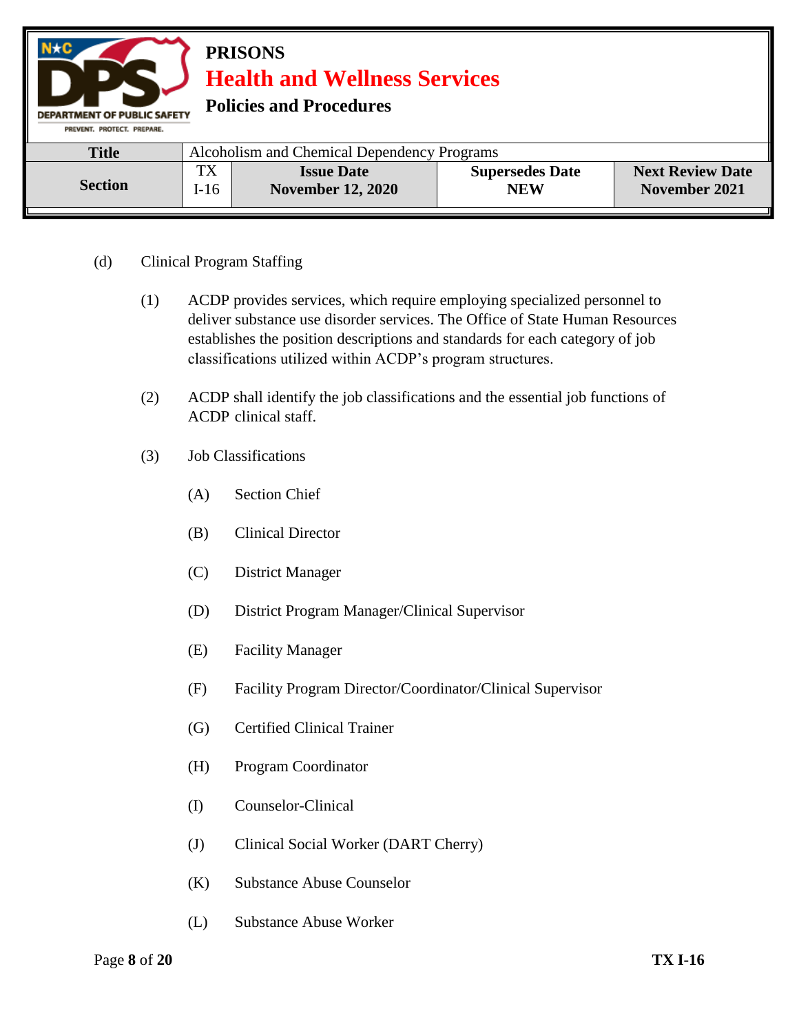(d) Clinical Program Staffing

(1) ACDP provides services, which require employing specialized personnel to deliver substance use disorder services. The Office of State Human Resources establishes the position descriptions and standards for each category of job classifications utilized within ACDP's program structures.

(2) ACDP shall identify the job classifications and the essential job functions of ACDP clinical staff.

(3) Job Classifications

(A) Section Chief

(B) Clinical Director

(C) District Manager

(D) District Program Manager/Clinical Supervisor

(E) Facility Manager

(F) Facility Program Director/Coordinator/Clinical Supervisor

(G) Certified Clinical Trainer

(H) Program Coordinator

(I) Counselor-Clinical

(J) Clinical Social Worker (DART Cherry)

(K) Substance Abuse Counselor

(L) Substance Abuse Worker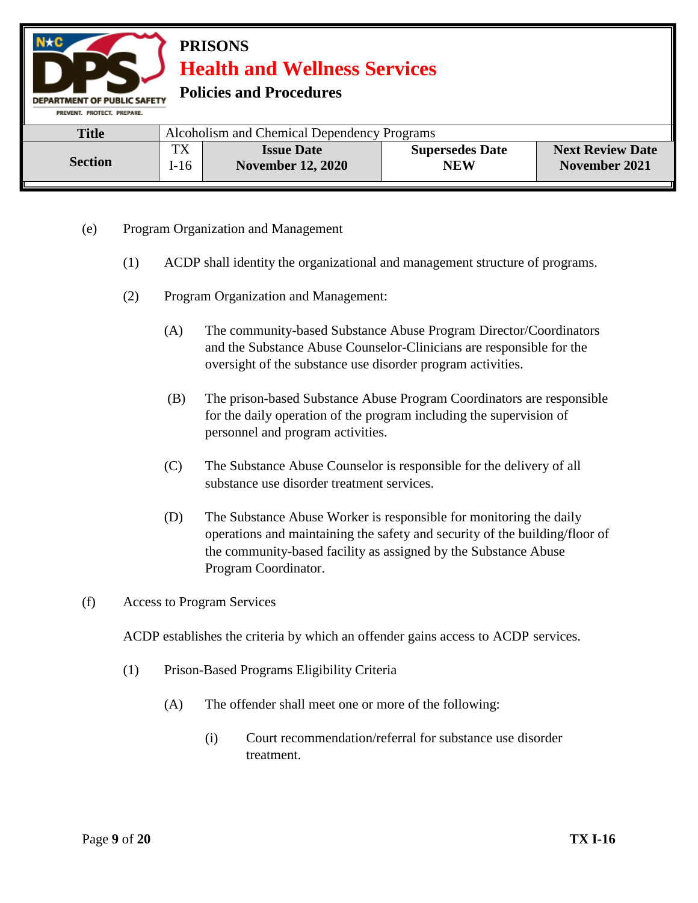(e) Program Organization and Management

(1) ACDP shall identity the organizational and management structure of programs.

(2) Program Organization and Management:

(A) The community-based Substance Abuse Program Director/Coordinators and the Substance Abuse Counselor-Clinicians are responsible for the oversight of the substance use disorder program activities.

(B) The prison-based Substance Abuse Program Coordinators are responsible for the daily operation of the program including the supervision of personnel and program activities.

(C) The Substance Abuse Counselor is responsible for the delivery of all substance use disorder treatment services.

(D) The Substance Abuse Worker is responsible for monitoring the daily operations and maintaining the safety and security of the building/floor of the community-based facility as assigned by the Substance Abuse Program Coordinator.

(f) Access to Program Services

ACDP establishes the criteria by which an offender gains access to ACDP services.

(1) Prison-Based Programs Eligibility Criteria

(A) The offender shall meet one or more of the following:

(i) Court recommendation/referral for substance use disorder treatment.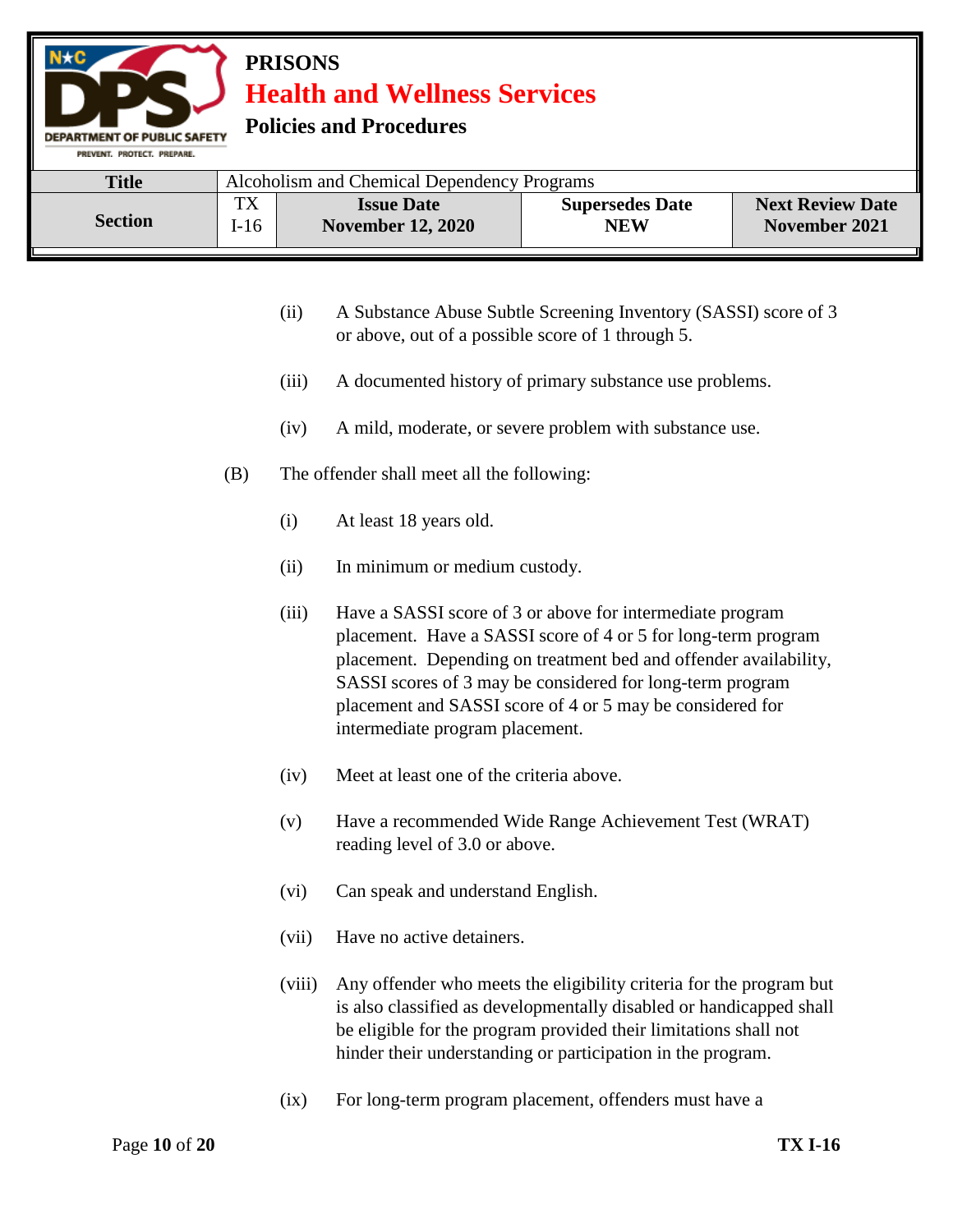(ii) A Substance Abuse Subtle Screening Inventory (SASSI) score of 3 or above, out of a possible score of 1 through 5.

(iii) A documented history of primary substance use problems.

(iv) A mild, moderate, or severe problem with substance use.

(B) The offender shall meet all the following:

(i) At least 18 years old.

(ii) In minimum or medium custody.

(iii) Have a SASSI score of 3 or above for intermediate program placement. Have a SASSI score of 4 or 5 for long-term program placement. Depending on treatment bed and offender availability, SASSI scores of 3 may be considered for long-term program placement and SASSI score of 4 or 5 may be considered for intermediate program placement.

(iv) Meet at least one of the criteria above.

(v) Have a recommended Wide Range Achievement Test (WRAT) reading level of 3.0 or above.

(vi) Can speak and understand English.

(vii) Have no active detainers.

(viii) Any offender who meets the eligibility criteria for the program but is also classified as developmentally disabled or handicapped shall be eligible for the program provided their limitations shall not hinder their understanding or participation in the program.

(ix) For long-term program placement, offenders must have a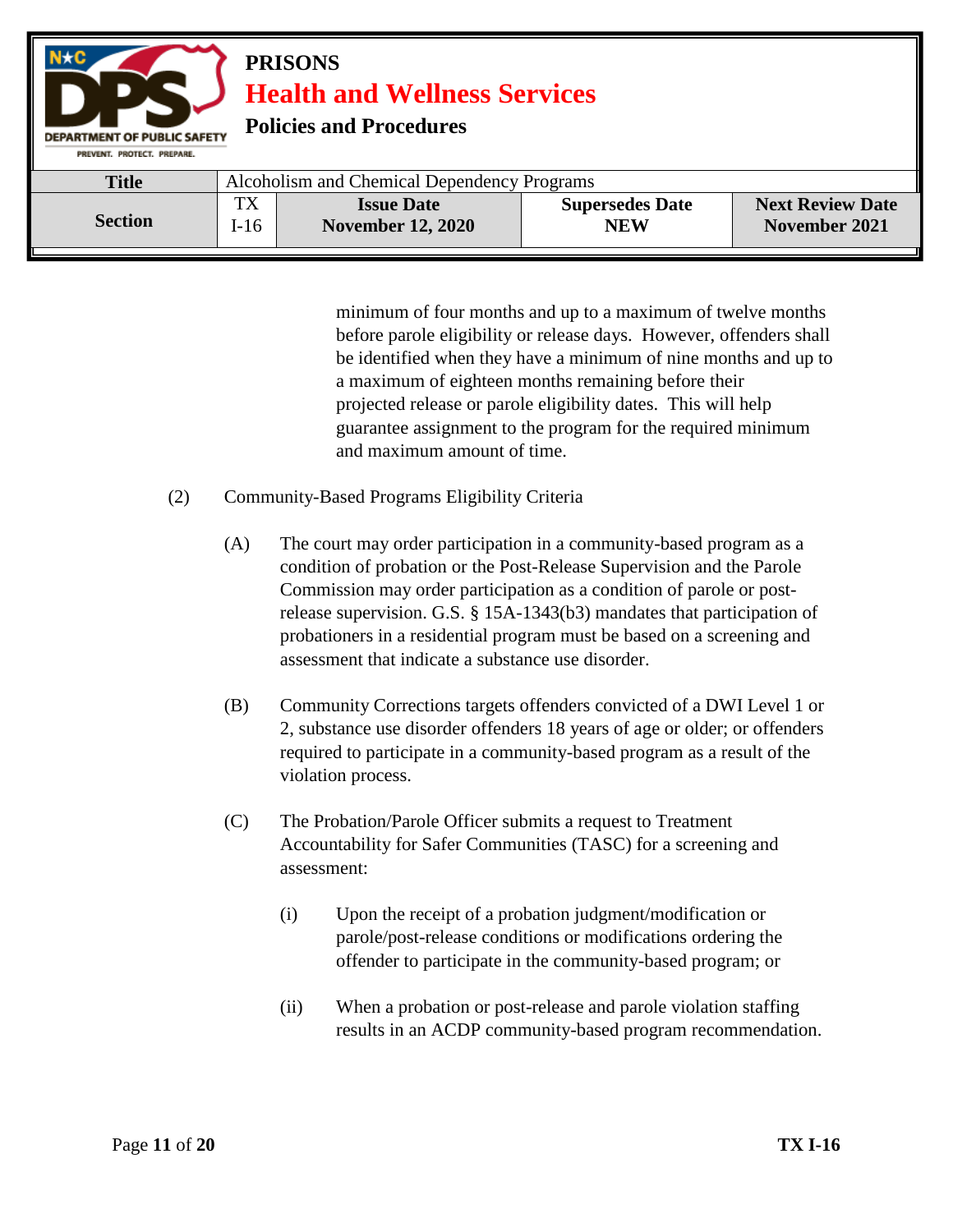minimum of four months and up to a maximum of twelve months before parole eligibility or release days. However, offenders shall be identified when they have a minimum of nine months and up to a maximum of eighteen months remaining before their projected release or parole eligibility dates. This will help guarantee assignment to the program for the required minimum and maximum amount of time.

(2) Community-Based Programs Eligibility Criteria

(A) The court may order participation in a community-based program as a condition of probation or the Post-Release Supervision and the Parole Commission may order participation as a condition of parole or post-release supervision. G.S. § 15A-1343(b3) mandates that participation of probationers in a residential program must be based on a screening and assessment that indicate a substance use disorder.

(B) Community Corrections targets offenders convicted of a DWI Level 1 or 2, substance use disorder offenders 18 years of age or older; or offenders required to participate in a community-based program as a result of the violation process.

(C) The Probation/Parole Officer submits a request to Treatment Accountability for Safer Communities (TASC) for a screening and assessment:

(i) Upon the receipt of a probation judgment/modification or parole/post-release conditions or modifications ordering the offender to participate in the community-based program; or

(ii) When a probation or post-release and parole violation staffing results in an ACDP community-based program recommendation.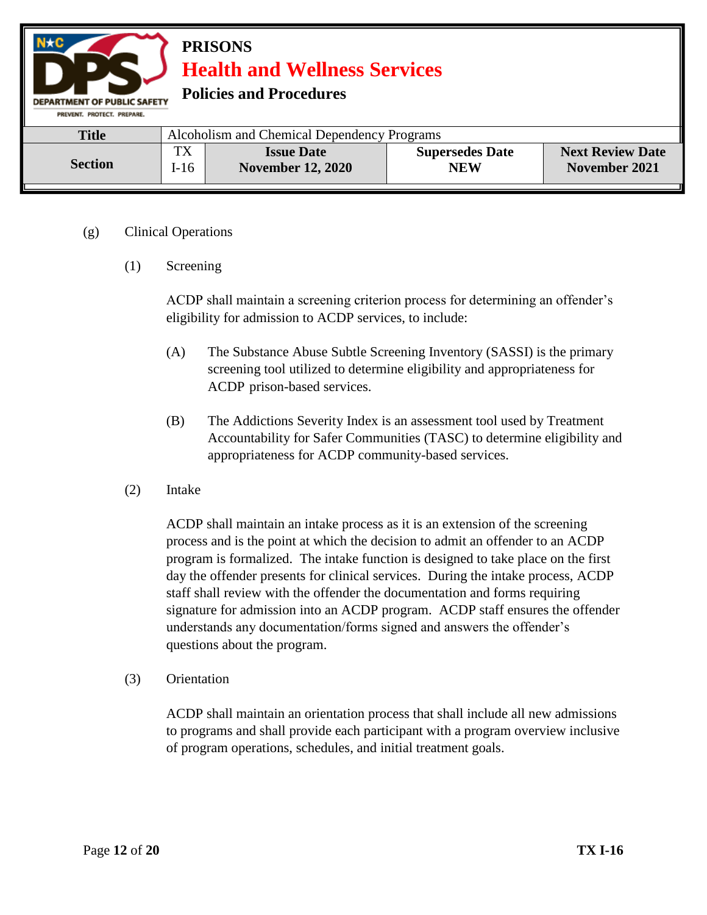(g) Clinical Operations

(1) Screening

ACDP shall maintain a screening criterion process for determining an offender's eligibility for admission to ACDP services, to include:

(A) The Substance Abuse Subtle Screening Inventory (SASSI) is the primary screening tool utilized to determine eligibility and appropriateness for ACDP prison-based services.

(B) The Addictions Severity Index is an assessment tool used by Treatment Accountability for Safer Communities (TASC) to determine eligibility and appropriateness for ACDP community-based services.

(2) Intake

ACDP shall maintain an intake process as it is an extension of the screening process and is the point at which the decision to admit an offender to an ACDP program is formalized. The intake function is designed to take place on the first day the offender presents for clinical services. During the intake process, ACDP staff shall review with the offender the documentation and forms requiring signature for admission into an ACDP program. ACDP staff ensures the offender understands any documentation/forms signed and answers the offender's questions about the program.

(3) Orientation

ACDP shall maintain an orientation process that shall include all new admissions to programs and shall provide each participant with a program overview inclusive of program operations, schedules, and initial treatment goals.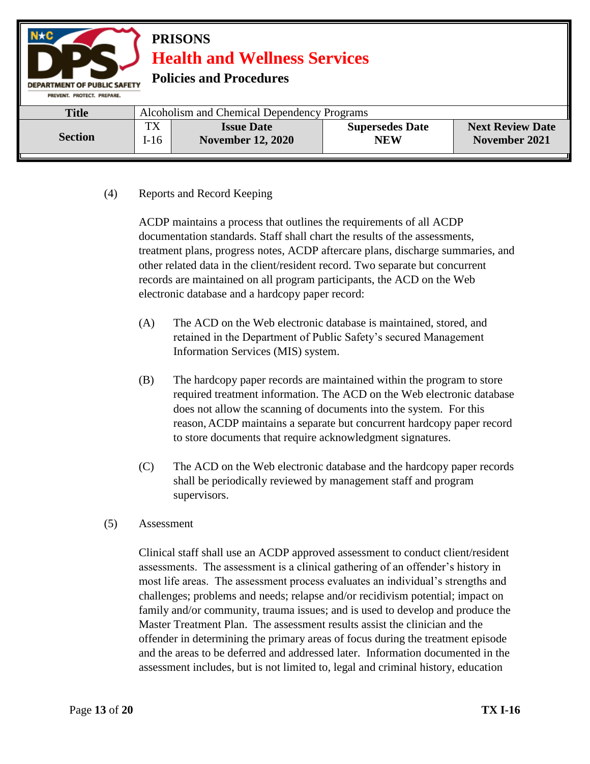(4) Reports and Record Keeping

ACDP maintains a process that outlines the requirements of all ACDP documentation standards. Staff shall chart the results of the assessments, treatment plans, progress notes, ACDP aftercare plans, discharge summaries, and other related data in the client/resident record. Two separate but concurrent records are maintained on all program participants, the ACD on the Web electronic database and a hardcopy paper record:

(A) The ACD on the Web electronic database is maintained, stored, and retained in the Department of Public Safety's secured Management Information Services (MIS) system.

(B) The hardcopy paper records are maintained within the program to store required treatment information. The ACD on the Web electronic database does not allow the scanning of documents into the system. For this reason, ACDP maintains a separate but concurrent hardcopy paper record to store documents that require acknowledgment signatures.

(C) The ACD on the Web electronic database and the hardcopy paper records shall be periodically reviewed by management staff and program supervisors.

(5) Assessment

Clinical staff shall use an ACDP approved assessment to conduct client/resident assessments. The assessment is a clinical gathering of an offender's history in most life areas. The assessment process evaluates an individual's strengths and challenges; problems and needs; relapse and/or recidivism potential; impact on family and/or community, trauma issues; and is used to develop and produce the Master Treatment Plan. The assessment results assist the clinician and the offender in determining the primary areas of focus during the treatment episode and the areas to be deferred and addressed later. Information documented in the assessment includes, but is not limited to, legal and criminal history, education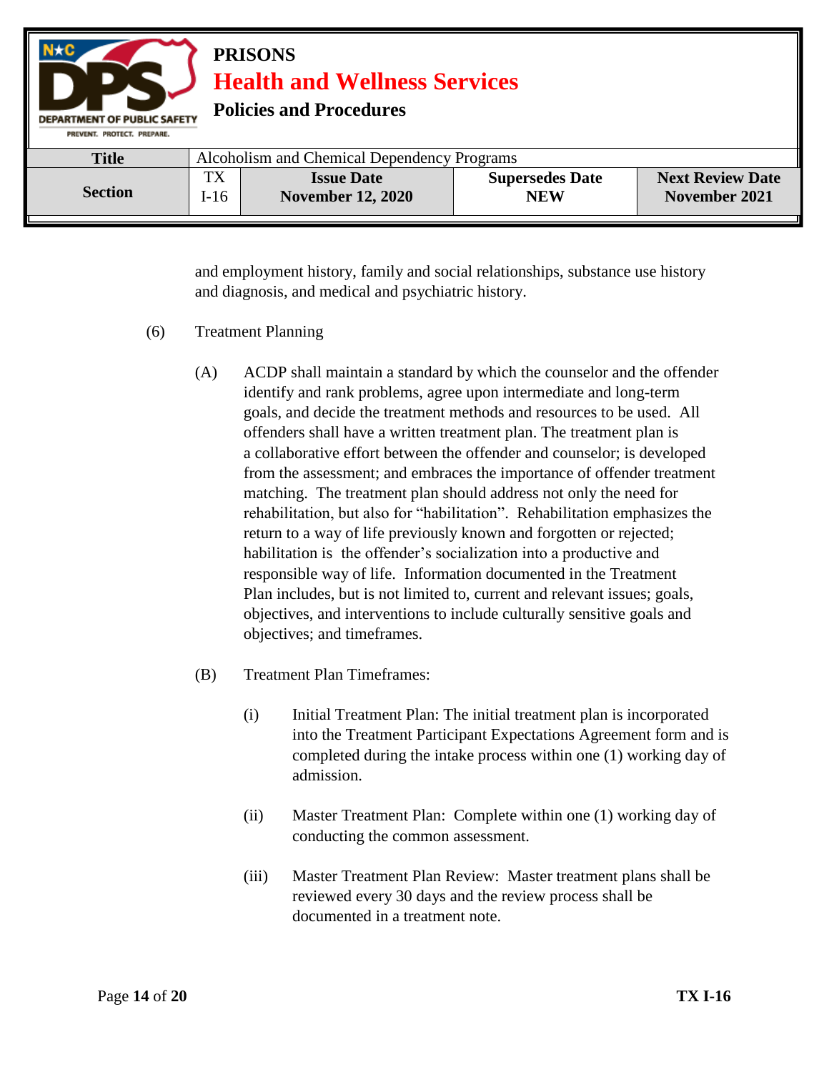and employment history, family and social relationships, substance use history and diagnosis, and medical and psychiatric history.

(6) Treatment Planning

(A) ACDP shall maintain a standard by which the counselor and the offender identify and rank problems, agree upon intermediate and long-term goals, and decide the treatment methods and resources to be used. All offenders shall have a written treatment plan. The treatment plan is a collaborative effort between the offender and counselor; is developed from the assessment; and embraces the importance of offender treatment matching. The treatment plan should address not only the need for rehabilitation, but also for "habilitation". Rehabilitation emphasizes the return to a way of life previously known and forgotten or rejected; habilitation is the offender's socialization into a productive and responsible way of life. Information documented in the Treatment Plan includes, but is not limited to, current and relevant issues; goals, objectives, and interventions to include culturally sensitive goals and objectives; and timeframes.

(B) Treatment Plan Timeframes:

(i) Initial Treatment Plan: The initial treatment plan is incorporated into the Treatment Participant Expectations Agreement form and is completed during the intake process within one (1) working day of admission.

(ii) Master Treatment Plan: Complete within one (1) working day of conducting the common assessment.

(iii) Master Treatment Plan Review: Master treatment plans shall be reviewed every 30 days and the review process shall be documented in a treatment note.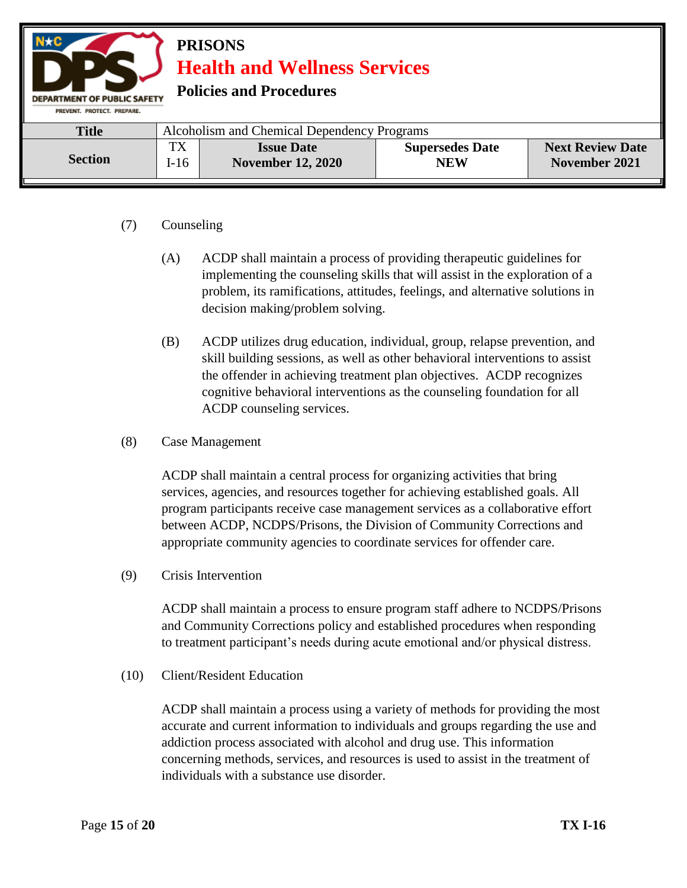(7) Counseling

(A) ACDP shall maintain a process of providing therapeutic guidelines for implementing the counseling skills that will assist in the exploration of a problem, its ramifications, attitudes, feelings, and alternative solutions in decision making/problem solving.

(B) ACDP utilizes drug education, individual, group, relapse prevention, and skill building sessions, as well as other behavioral interventions to assist the offender in achieving treatment plan objectives. ACDP recognizes cognitive behavioral interventions as the counseling foundation for all ACDP counseling services.

(8) Case Management

ACDP shall maintain a central process for organizing activities that bring services, agencies, and resources together for achieving established goals. All program participants receive case management services as a collaborative effort between ACDP, NCDPS/Prisons, the Division of Community Corrections and appropriate community agencies to coordinate services for offender care.

(9) Crisis Intervention

ACDP shall maintain a process to ensure program staff adhere to NCDPS/Prisons and Community Corrections policy and established procedures when responding to treatment participant's needs during acute emotional and/or physical distress.

(10) Client/Resident Education

ACDP shall maintain a process using a variety of methods for providing the most accurate and current information to individuals and groups regarding the use and addiction process associated with alcohol and drug use. This information concerning methods, services, and resources is used to assist in the treatment of individuals with a substance use disorder.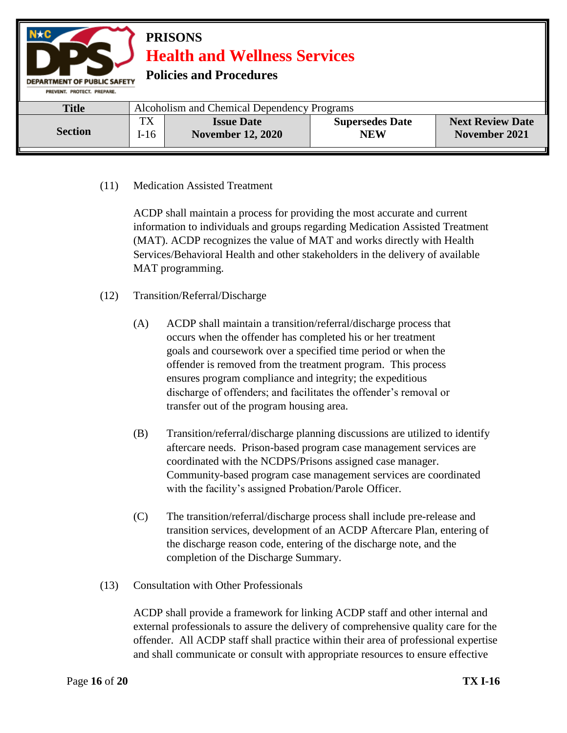(11) Medication Assisted Treatment

ACDP shall maintain a process for providing the most accurate and current information to individuals and groups regarding Medication Assisted Treatment (MAT). ACDP recognizes the value of MAT and works directly with Health Services/Behavioral Health and other stakeholders in the delivery of available MAT programming.

(12) Transition/Referral/Discharge

(A) ACDP shall maintain a transition/referral/discharge process that occurs when the offender has completed his or her treatment goals and coursework over a specified time period or when the offender is removed from the treatment program. This process ensures program compliance and integrity; the expeditious discharge of offenders; and facilitates the offender's removal or transfer out of the program housing area.

(B) Transition/referral/discharge planning discussions are utilized to identify aftercare needs. Prison-based program case management services are coordinated with the NCDPS/Prisons assigned case manager. Community-based program case management services are coordinated with the facility's assigned Probation/Parole Officer.

(C) The transition/referral/discharge process shall include pre-release and transition services, development of an ACDP Aftercare Plan, entering of the discharge reason code, entering of the discharge note, and the completion of the Discharge Summary.

(13) Consultation with Other Professionals

ACDP shall provide a framework for linking ACDP staff and other internal and external professionals to assure the delivery of comprehensive quality care for the offender. All ACDP staff shall practice within their area of professional expertise and shall communicate or consult with appropriate resources to ensure effective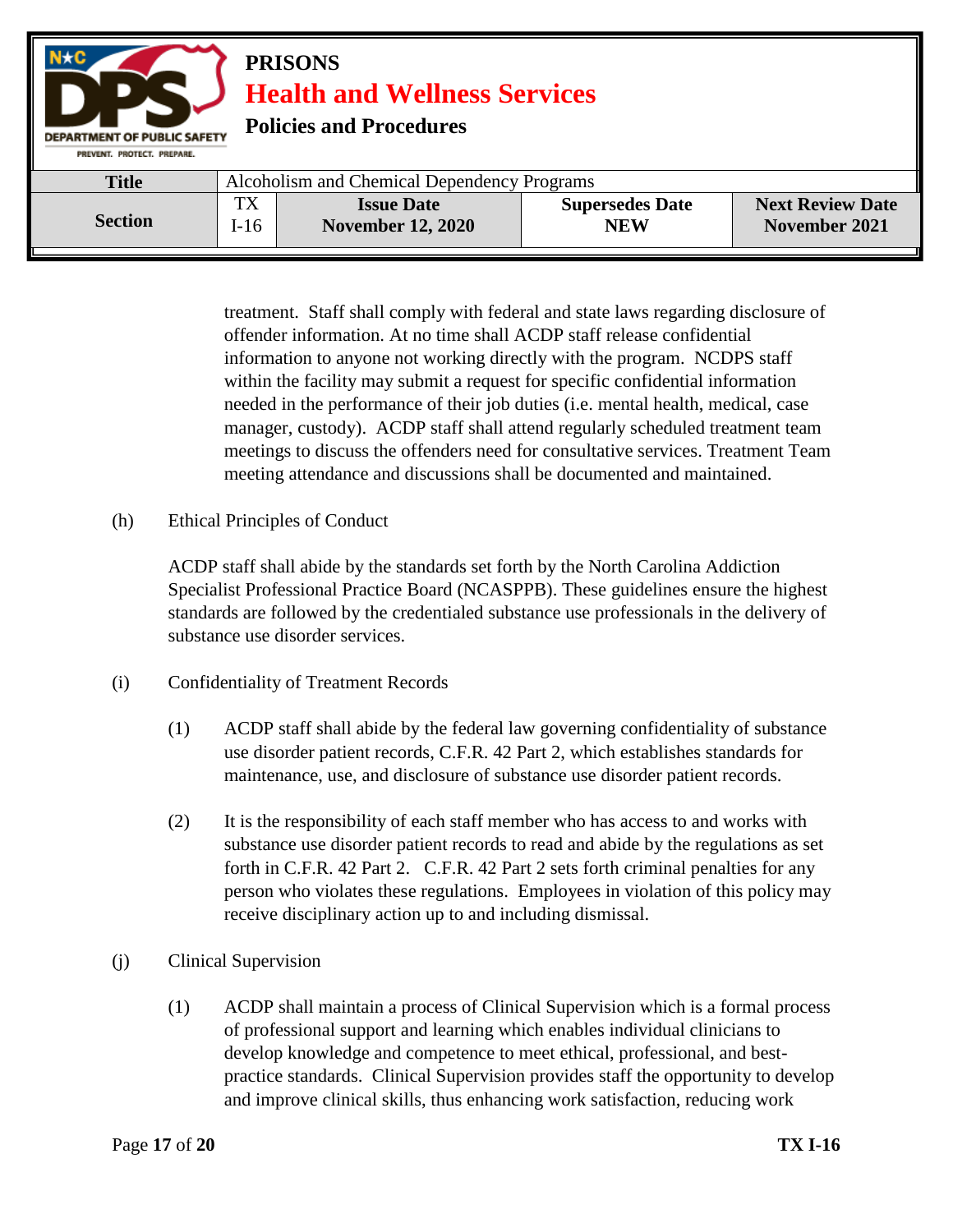treatment. Staff shall comply with federal and state laws regarding disclosure of offender information. At no time shall ACDP staff release confidential information to anyone not working directly with the program. NCDPS staff within the facility may submit a request for specific confidential information needed in the performance of their job duties (i.e. mental health, medical, case manager, custody). ACDP staff shall attend regularly scheduled treatment team meetings to discuss the offenders need for consultative services. Treatment Team meeting attendance and discussions shall be documented and maintained.

(h) Ethical Principles of Conduct

ACDP staff shall abide by the standards set forth by the North Carolina Addiction Specialist Professional Practice Board (NCASPPB). These guidelines ensure the highest standards are followed by the credentialed substance use professionals in the delivery of substance use disorder services.

(i) Confidentiality of Treatment Records

(1) ACDP staff shall abide by the federal law governing confidentiality of substance use disorder patient records, C.F.R. 42 Part 2, which establishes standards for maintenance, use, and disclosure of substance use disorder patient records.

(2) It is the responsibility of each staff member who has access to and works with substance use disorder patient records to read and abide by the regulations as set forth in C.F.R. 42 Part 2. C.F.R. 42 Part 2 sets forth criminal penalties for any person who violates these regulations. Employees in violation of this policy may receive disciplinary action up to and including dismissal.

(j) Clinical Supervision

(1) ACDP shall maintain a process of Clinical Supervision which is a formal process of professional support and learning which enables individual clinicians to develop knowledge and competence to meet ethical, professional, and best-practice standards. Clinical Supervision provides staff the opportunity to develop and improve clinical skills, thus enhancing work satisfaction, reducing work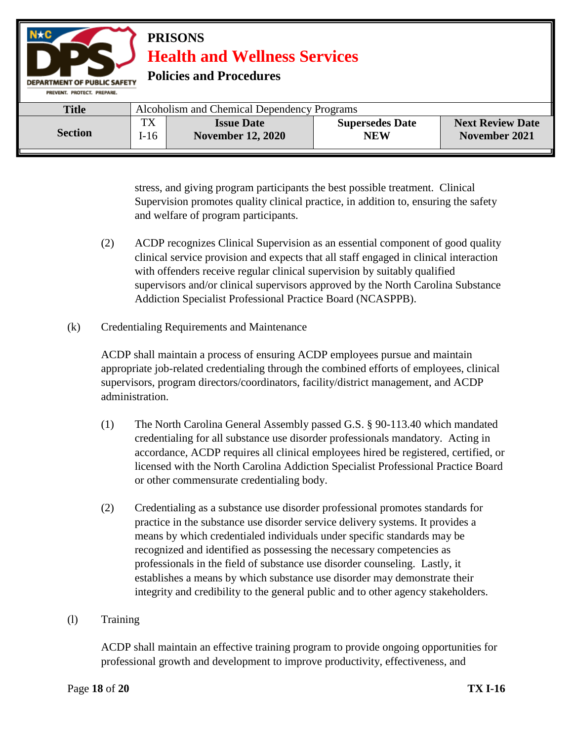stress, and giving program participants the best possible treatment. Clinical Supervision promotes quality clinical practice, in addition to, ensuring the safety and welfare of program participants.

(2) ACDP recognizes Clinical Supervision as an essential component of good quality clinical service provision and expects that all staff engaged in clinical interaction with offenders receive regular clinical supervision by suitably qualified supervisors and/or clinical supervisors approved by the North Carolina Substance Addiction Specialist Professional Practice Board (NCASPPB).

(k) Credentialing Requirements and Maintenance

ACDP shall maintain a process of ensuring ACDP employees pursue and maintain appropriate job-related credentialing through the combined efforts of employees, clinical supervisors, program directors/coordinators, facility/district management, and ACDP administration.

(1) The North Carolina General Assembly passed G.S. § 90-113.40 which mandated credentialing for all substance use disorder professionals mandatory. Acting in accordance, ACDP requires all clinical employees hired be registered, certified, or licensed with the North Carolina Addiction Specialist Professional Practice Board or other commensurate credentialing body.

(2) Credentialing as a substance use disorder professional promotes standards for practice in the substance use disorder service delivery systems. It provides a means by which credentialed individuals under specific standards may be recognized and identified as possessing the necessary competencies as professionals in the field of substance use disorder counseling. Lastly, it establishes a means by which substance use disorder may demonstrate their integrity and credibility to the general public and to other agency stakeholders.

(l) Training

ACDP shall maintain an effective training program to provide ongoing opportunities for professional growth and development to improve productivity, effectiveness, and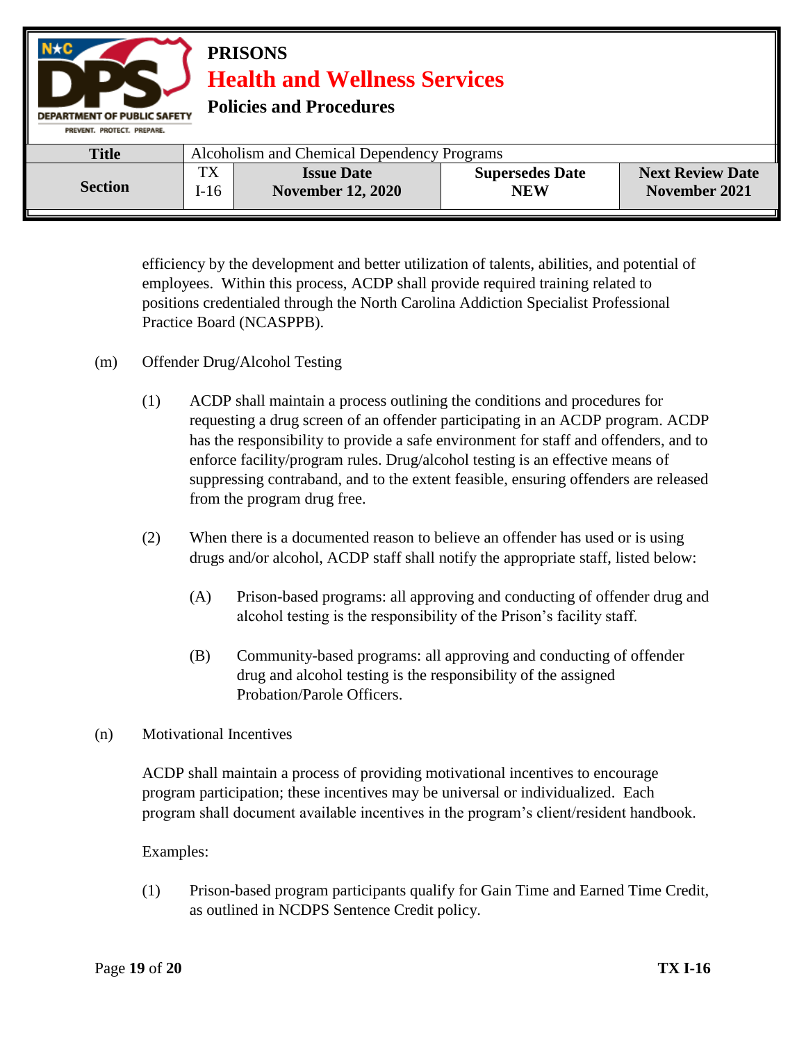efficiency by the development and better utilization of talents, abilities, and potential of employees. Within this process, ACDP shall provide required training related to positions credentialed through the North Carolina Addiction Specialist Professional Practice Board (NCASPPB).

(m) Offender Drug/Alcohol Testing

(1) ACDP shall maintain a process outlining the conditions and procedures for requesting a drug screen of an offender participating in an ACDP program. ACDP has the responsibility to provide a safe environment for staff and offenders, and to enforce facility/program rules. Drug/alcohol testing is an effective means of suppressing contraband, and to the extent feasible, ensuring offenders are released from the program drug free.

(2) When there is a documented reason to believe an offender has used or is using drugs and/or alcohol, ACDP staff shall notify the appropriate staff, listed below:

(A) Prison-based programs: all approving and conducting of offender drug and alcohol testing is the responsibility of the Prison's facility staff.

(B) Community-based programs: all approving and conducting of offender drug and alcohol testing is the responsibility of the assigned Probation/Parole Officers.

(n) Motivational Incentives

ACDP shall maintain a process of providing motivational incentives to encourage program participation; these incentives may be universal or individualized. Each program shall document available incentives in the program's client/resident handbook.

Examples:

(1) Prison-based program participants qualify for Gain Time and Earned Time Credit, as outlined in NCDPS Sentence Credit policy.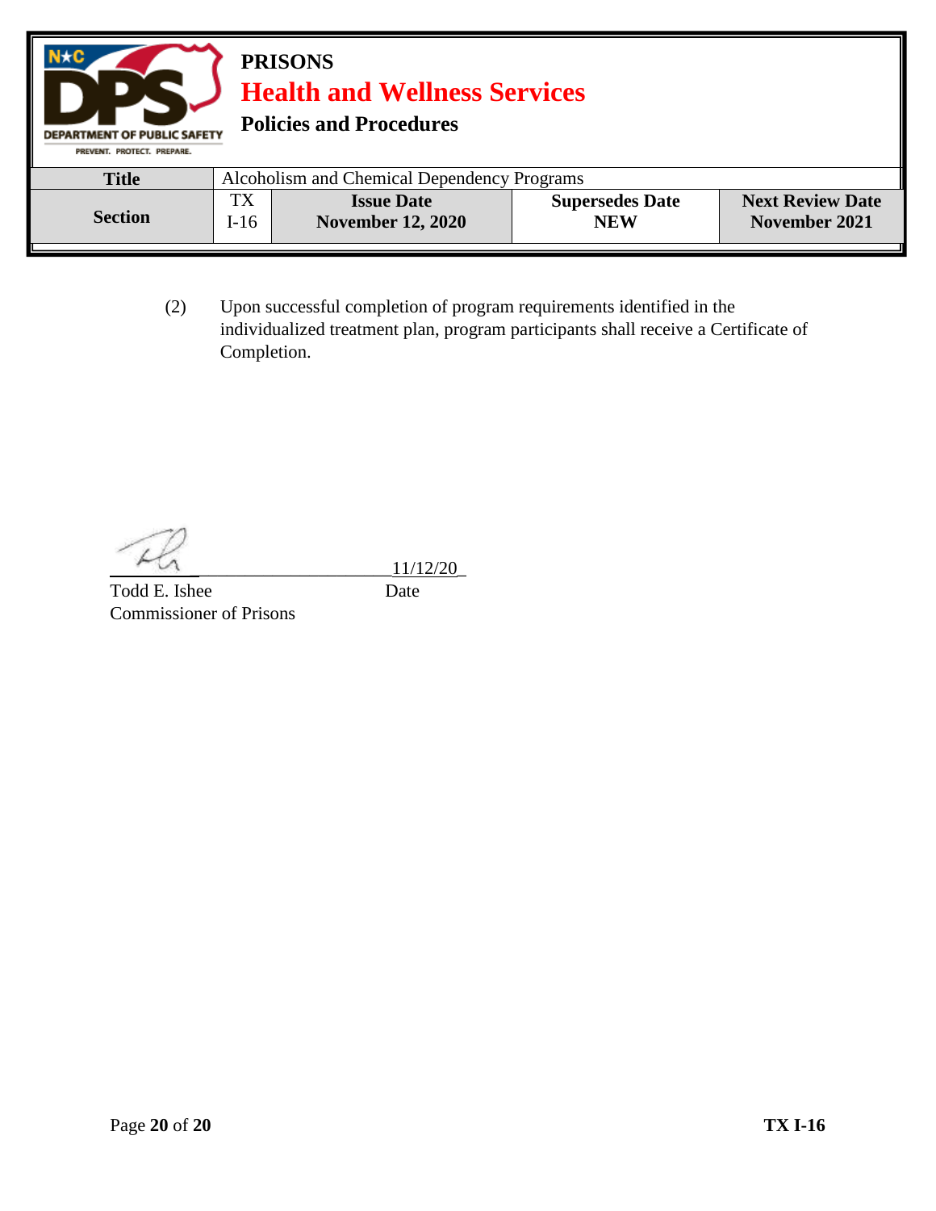| | | | | |
|---|---|---|---|---|
| **Title** | Alcoholism and Chemical Dependency Programs | | | |
| **Section** | TX I-16 | **Issue Date** November 12, 2020 | **Supersedes Date** NEW | **Next Review Date** November 2021 |

(2) Upon successful completion of program requirements identified in the individualized treatment plan, program participants shall receive a Certificate of Completion.

______________________________ 11/12/20

Todd E. Ishee — Date

Commissioner of Prisons